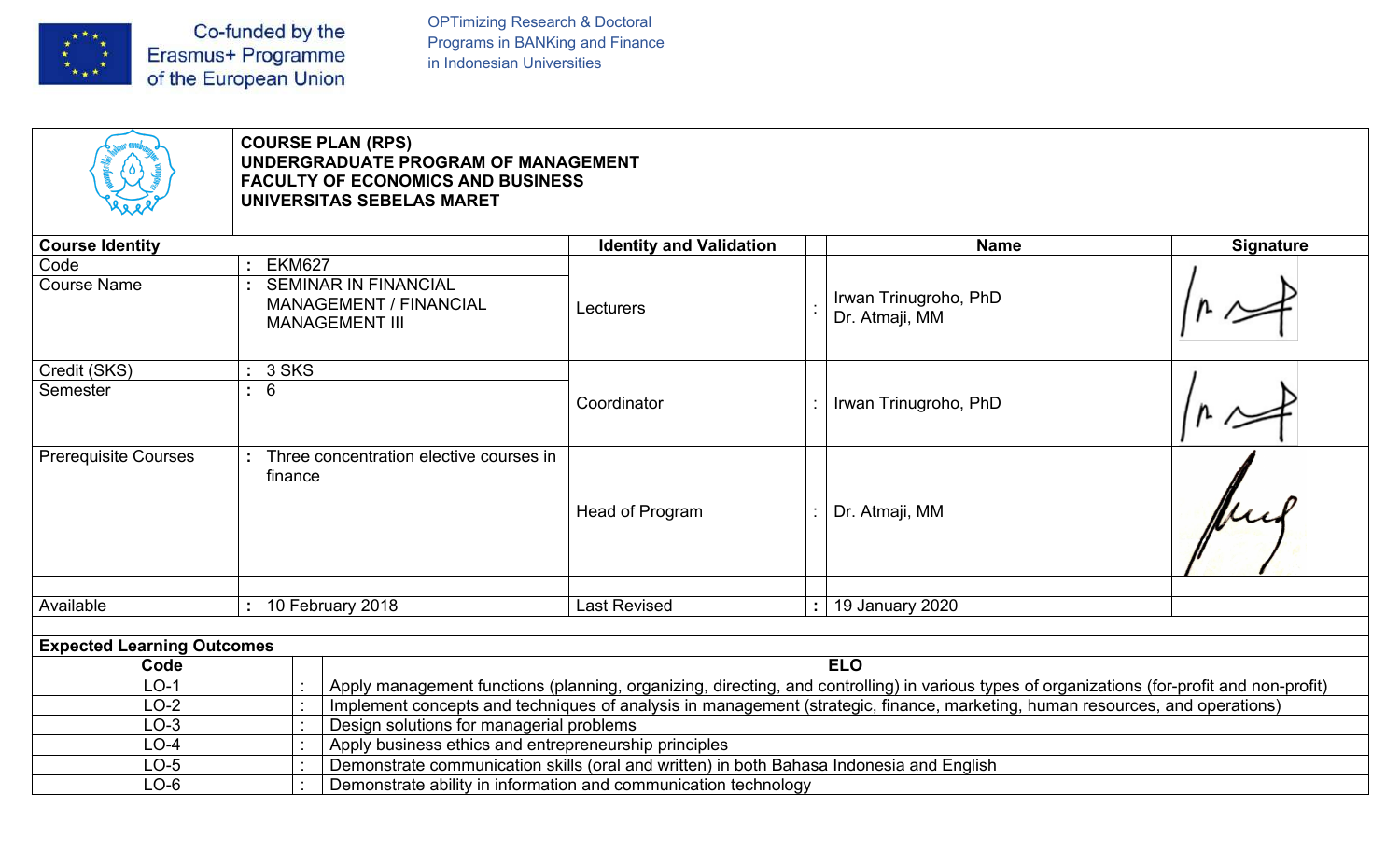Co-funded by the Erasmus+ Programme of the European Union

OPTimizing Research & Doctoral Programs in BANKing and Finance in Indonesian Universities

**COURSE PLAN (RPS)**
**UNDERGRADUATE PROGRAM OF MANAGEMENT**
**FACULTY OF ECONOMICS AND BUSINESS**
**UNIVERSITAS SEBELAS MARET**

| **Course Identity** | | | **Identity and Validation** | | **Name** | **Signature** |
|---|---|---|---|---|---|---|
| Code | : | EKM627 | Lecturers | : | Irwan Trinugroho, PhD<br>Dr. Atmaji, MM | |
| Course Name | : | SEMINAR IN FINANCIAL MANAGEMENT / FINANCIAL MANAGEMENT III | | | | |
| Credit (SKS) | : | 3 SKS | Coordinator | : | Irwan Trinugroho, PhD | |
| Semester | : | 6 | | | | |
| Prerequisite Courses | : | Three concentration elective courses in finance | Head of Program | : | Dr. Atmaji, MM | |
| Available | : | 10 February 2018 | Last Revised | : | 19 January 2020 | |

**Expected Learning Outcomes**

| Code | | ELO |
|---|---|---|
| LO-1 | : | Apply management functions (planning, organizing, directing, and controlling) in various types of organizations (for-profit and non-profit) |
| LO-2 | : | Implement concepts and techniques of analysis in management (strategic, finance, marketing, human resources, and operations) |
| LO-3 | : | Design solutions for managerial problems |
| LO-4 | : | Apply business ethics and entrepreneurship principles |
| LO-5 | : | Demonstrate communication skills (oral and written) in both Bahasa Indonesia and English |
| LO-6 | : | Demonstrate ability in information and communication technology |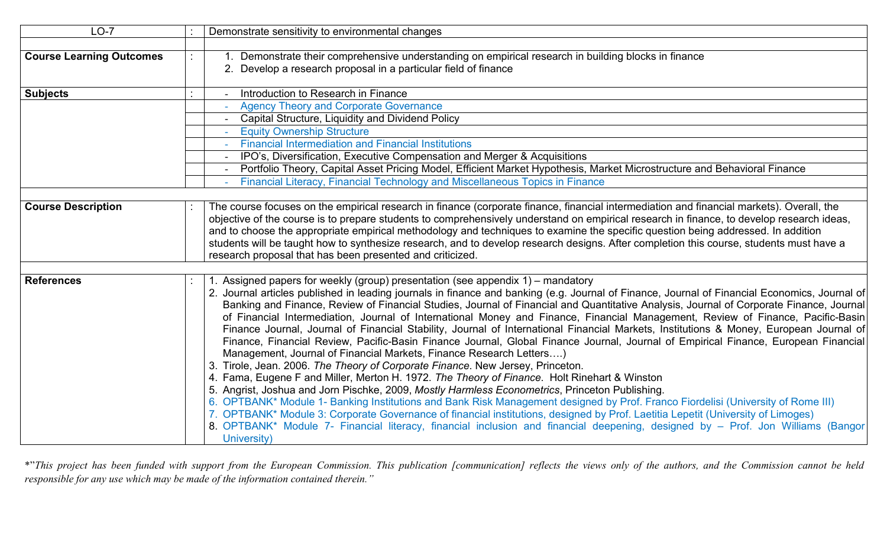| LO-7 | : | Demonstrate sensitivity to environmental changes |
|---|---|---|
| | | |
| **Course Learning Outcomes** | : | 1. Demonstrate their comprehensive understanding on empirical research in building blocks in finance<br>2. Develop a research proposal in a particular field of finance |
| **Subjects** | : | - Introduction to Research in Finance |
| | | - Agency Theory and Corporate Governance |
| | | - Capital Structure, Liquidity and Dividend Policy |
| | | - Equity Ownership Structure |
| | | - Financial Intermediation and Financial Institutions |
| | | - IPO's, Diversification, Executive Compensation and Merger & Acquisitions |
| | | - Portfolio Theory, Capital Asset Pricing Model, Efficient Market Hypothesis, Market Microstructure and Behavioral Finance |
| | | - Financial Literacy, Financial Technology and Miscellaneous Topics in Finance |
| | | |
| **Course Description** | : | The course focuses on the empirical research in finance (corporate finance, financial intermediation and financial markets). Overall, the objective of the course is to prepare students to comprehensively understand on empirical research in finance, to develop research ideas, and to choose the appropriate empirical methodology and techniques to examine the specific question being addressed. In addition students will be taught how to synthesize research, and to develop research designs. After completion this course, students must have a research proposal that has been presented and criticized. |
| | | |
| **References** | : | 1. Assigned papers for weekly (group) presentation (see appendix 1) – mandatory<br>2. Journal articles published in leading journals in finance and banking (e.g. Journal of Finance, Journal of Financial Economics, Journal of Banking and Finance, Review of Financial Studies, Journal of Financial and Quantitative Analysis, Journal of Corporate Finance, Journal of Financial Intermediation, Journal of International Money and Finance, Financial Management, Review of Finance, Pacific-Basin Finance Journal, Journal of Financial Stability, Journal of International Financial Markets, Institutions & Money, European Journal of Finance, Financial Review, Pacific-Basin Finance Journal, Global Finance Journal, Journal of Empirical Finance, European Financial Management, Journal of Financial Markets, Finance Research Letters….)<br>3. Tirole, Jean. 2006. *The Theory of Corporate Finance*. New Jersey, Princeton.<br>4. Fama, Eugene F and Miller, Merton H. 1972. *The Theory of Finance.* Holt Rinehart & Winston<br>5. Angrist, Joshua and Jorn Pischke, 2009, *Mostly Harmless Econometrics*, Princeton Publishing.<br>6. OPTBANK* Module 1- Banking Institutions and Bank Risk Management designed by Prof. Franco Fiordelisi (University of Rome III)<br>7. OPTBANK* Module 3: Corporate Governance of financial institutions, designed by Prof. Laetitia Lepetit (University of Limoges)<br>8. OPTBANK* Module 7- Financial literacy, financial inclusion and financial deepening, designed by – Prof. Jon Williams (Bangor University) |

*"*This project has been funded with support from the European Commission. This publication [communication] reflects the views only of the authors, and the Commission cannot be held responsible for any use which may be made of the information contained therein."*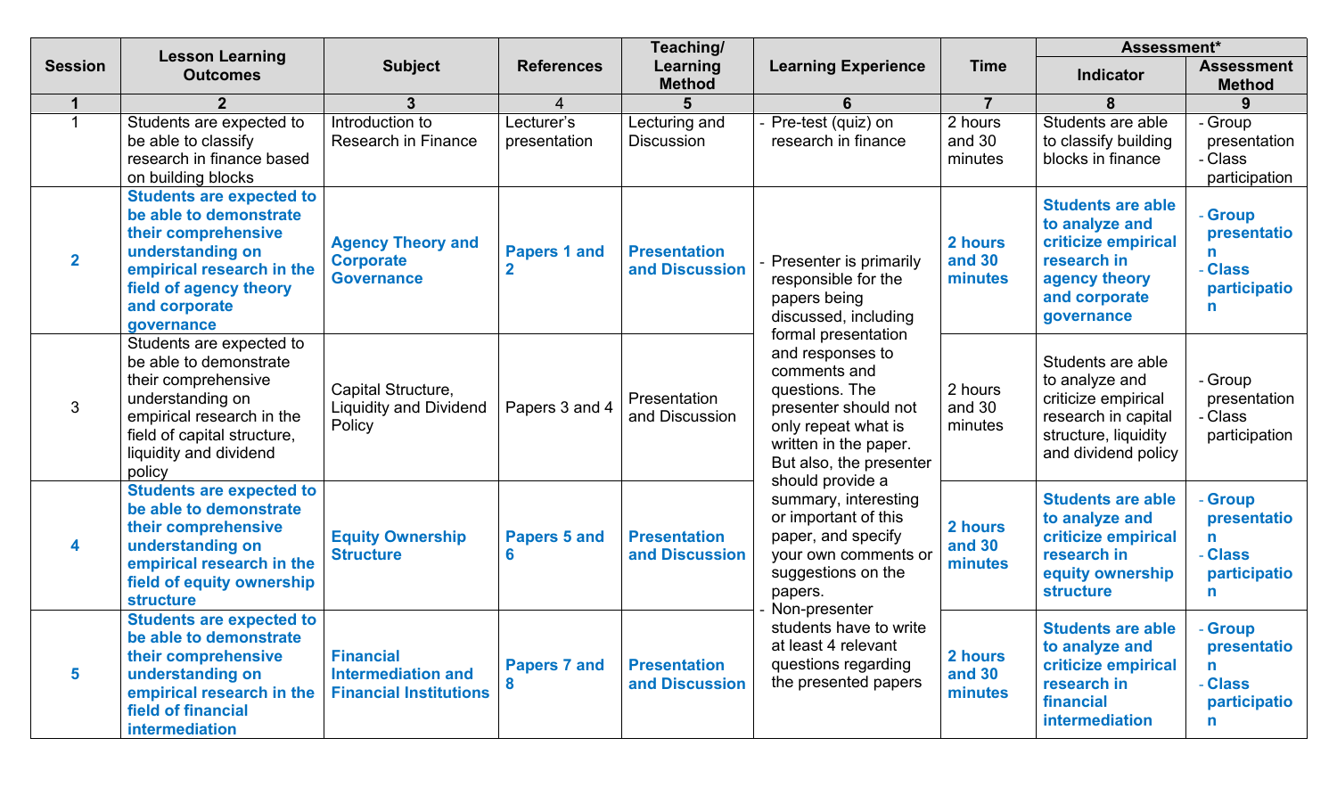| Session | Lesson Learning Outcomes | Subject | References | Teaching/ Learning Method | Learning Experience | Time | Assessment* | |
|---|---|---|---|---|---|---|---|---|
| | | | | | | | Indicator | Assessment Method |
| 1 | 2 | 3 | 4 | 5 | 6 | 7 | 8 | 9 |
| 1 | Students are expected to be able to classify research in finance based on building blocks | Introduction to Research in Finance | Lecturer's presentation | Lecturing and Discussion | - Pre-test (quiz) on research in finance | 2 hours and 30 minutes | Students are able to classify building blocks in finance | - Group presentation<br>- Class participation |
| **2** | **Students are expected to be able to demonstrate their comprehensive understanding on empirical research in the field of agency theory and corporate governance** | **Agency Theory and Corporate Governance** | **Papers 1 and 2** | **Presentation and Discussion** | - Presenter is primarily responsible for the papers being discussed, including formal presentation and responses to comments and questions. The presenter should not only repeat what is written in the paper. But also, the presenter should provide a summary, interesting or important of this paper, and specify your own comments or suggestions on the papers.<br>- Non-presenter students have to write at least 4 relevant questions regarding the presented papers | **2 hours and 30 minutes** | **Students are able to analyze and criticize empirical research in agency theory and corporate governance** | **- Group presentation**<br>**- Class participation** |
| 3 | Students are expected to be able to demonstrate their comprehensive understanding on empirical research in the field of capital structure, liquidity and dividend policy | Capital Structure, Liquidity and Dividend Policy | Papers 3 and 4 | Presentation and Discussion | | 2 hours and 30 minutes | Students are able to analyze and criticize empirical research in capital structure, liquidity and dividend policy | - Group presentation<br>- Class participation |
| **4** | **Students are expected to be able to demonstrate their comprehensive understanding on empirical research in the field of equity ownership structure** | **Equity Ownership Structure** | **Papers 5 and 6** | **Presentation and Discussion** | | **2 hours and 30 minutes** | **Students are able to analyze and criticize empirical research in equity ownership structure** | **- Group presentation**<br>**- Class participation** |
| **5** | **Students are expected to be able to demonstrate their comprehensive understanding on empirical research in the field of financial intermediation** | **Financial Intermediation and Financial Institutions** | **Papers 7 and 8** | **Presentation and Discussion** | | **2 hours and 30 minutes** | **Students are able to analyze and criticize empirical research in financial intermediation** | **- Group presentation**<br>**- Class participation** |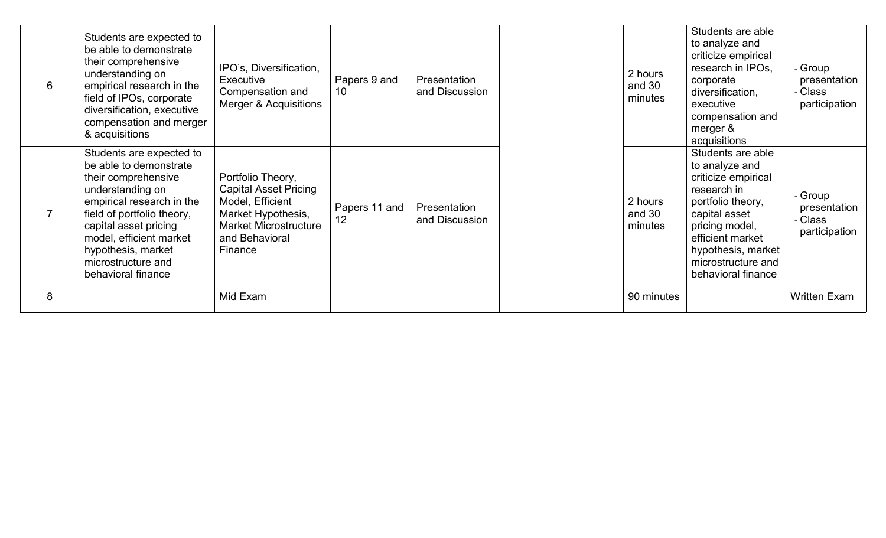| | | | | | | | | |
|---|---|---|---|---|---|---|---|---|
| 6 | Students are expected to be able to demonstrate their comprehensive understanding on empirical research in the field of IPOs, corporate diversification, executive compensation and merger & acquisitions | IPO's, Diversification, Executive Compensation and Merger & Acquisitions | Papers 9 and 10 | Presentation and Discussion | | 2 hours and 30 minutes | Students are able to analyze and criticize empirical research in IPOs, corporate diversification, executive compensation and merger & acquisitions | - Group presentation<br>- Class participation |
| 7 | Students are expected to be able to demonstrate their comprehensive understanding on empirical research in the field of portfolio theory, capital asset pricing model, efficient market hypothesis, market microstructure and behavioral finance | Portfolio Theory, Capital Asset Pricing Model, Efficient Market Hypothesis, Market Microstructure and Behavioral Finance | Papers 11 and 12 | Presentation and Discussion | | 2 hours and 30 minutes | Students are able to analyze and criticize empirical research in portfolio theory, capital asset pricing model, efficient market hypothesis, market microstructure and behavioral finance | - Group presentation<br>- Class participation |
| 8 | | Mid Exam | | | | 90 minutes | | Written Exam |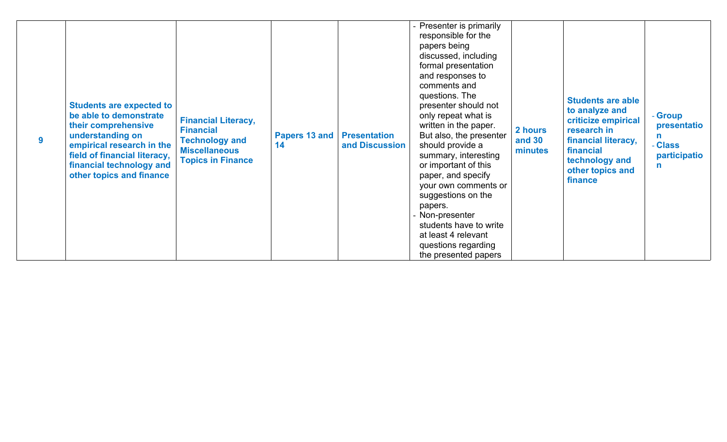| 9 | **Students are expected to be able to demonstrate their comprehensive understanding on empirical research in the field of financial literacy, financial technology and other topics and finance** | **Financial Literacy, Financial Technology and Miscellaneous Topics in Finance** | **Papers 13 and 14** | **Presentation and Discussion** | - Presenter is primarily responsible for the papers being discussed, including formal presentation and responses to comments and questions. The presenter should not only repeat what is written in the paper. But also, the presenter should provide a summary, interesting or important of this paper, and specify your own comments or suggestions on the papers.<br>- Non-presenter students have to write at least 4 relevant questions regarding the presented papers | **2 hours and 30 minutes** | **Students are able to analyze and criticize empirical research in financial literacy, financial technology and other topics and finance** | - **Group presentation**<br>- **Class participation** |
|---|---|---|---|---|---|---|---|---|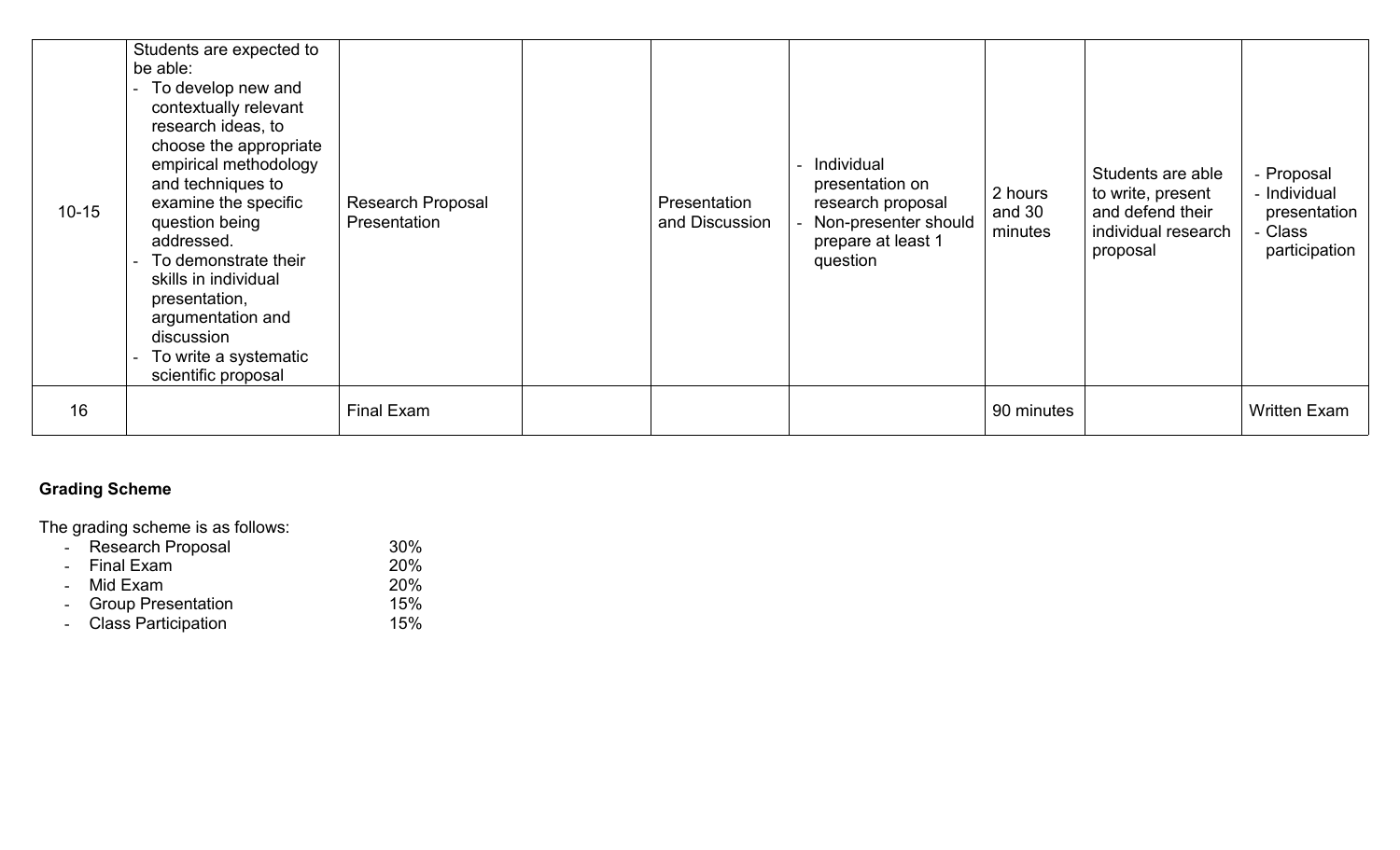| | | | | | | | | |
|---|---|---|---|---|---|---|---|---|
| 10-15 | Students are expected to be able:<br>- To develop new and contextually relevant research ideas, to choose the appropriate empirical methodology and techniques to examine the specific question being addressed.<br>- To demonstrate their skills in individual presentation, argumentation and discussion<br>- To write a systematic scientific proposal | Research Proposal Presentation | | Presentation and Discussion | - Individual presentation on research proposal<br>- Non-presenter should prepare at least 1 question | 2 hours and 30 minutes | Students are able to write, present and defend their individual research proposal | - Proposal<br>- Individual presentation<br>- Class participation |
| 16 | | Final Exam | | | | 90 minutes | | Written Exam |

**Grading Scheme**

The grading scheme is as follows:

- Research Proposal 30%
- Final Exam 20%
- Mid Exam 20%
- Group Presentation 15%
- Class Participation 15%